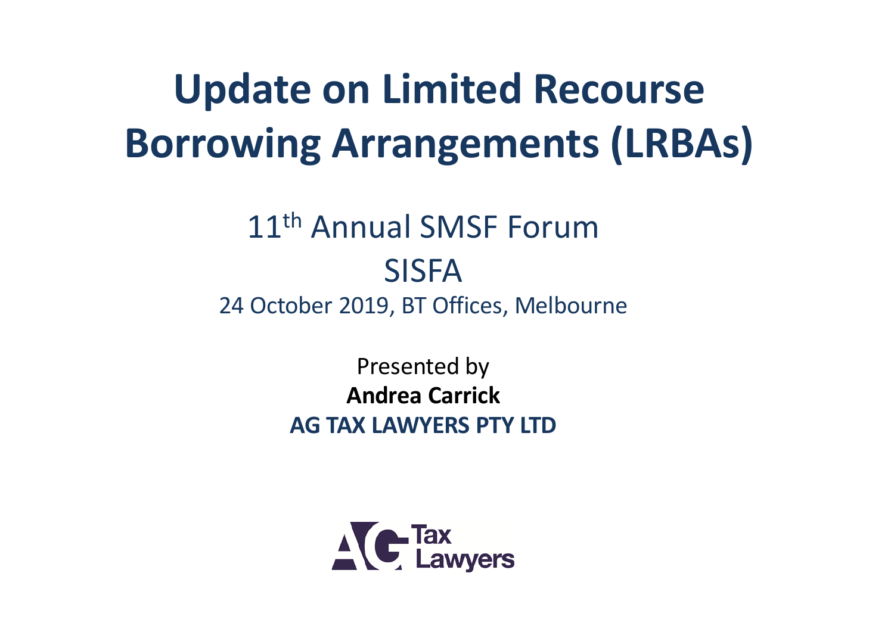# Update on Limited Recourse Borrowing Arrangements (LRBAs)

11th Annual SMSF Forum

SISFA

24 October 2019, BT Offices, Melbourne

Presented by

**Andrea Carrick**

**AG TAX LAWYERS PTY LTD**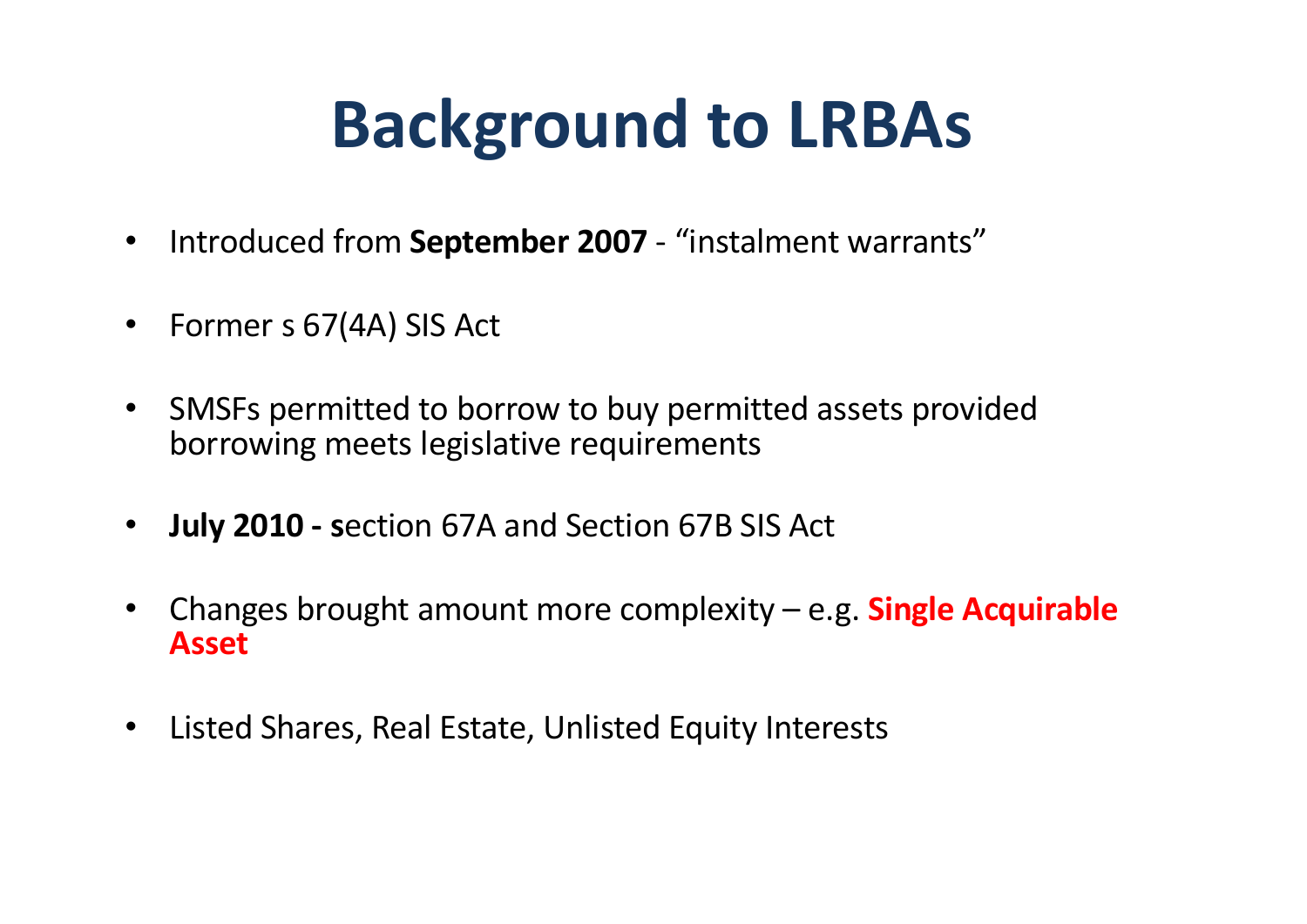# Background to LRBAs

- Introduced from **September 2007** - "instalment warrants"
- Former s 67(4A) SIS Act
- SMSFs permitted to borrow to buy permitted assets provided borrowing meets legislative requirements
- **July 2010 - s**ection 67A and Section 67B SIS Act
- Changes brought amount more complexity – e.g. **Single Acquirable Asset**
- Listed Shares, Real Estate, Unlisted Equity Interests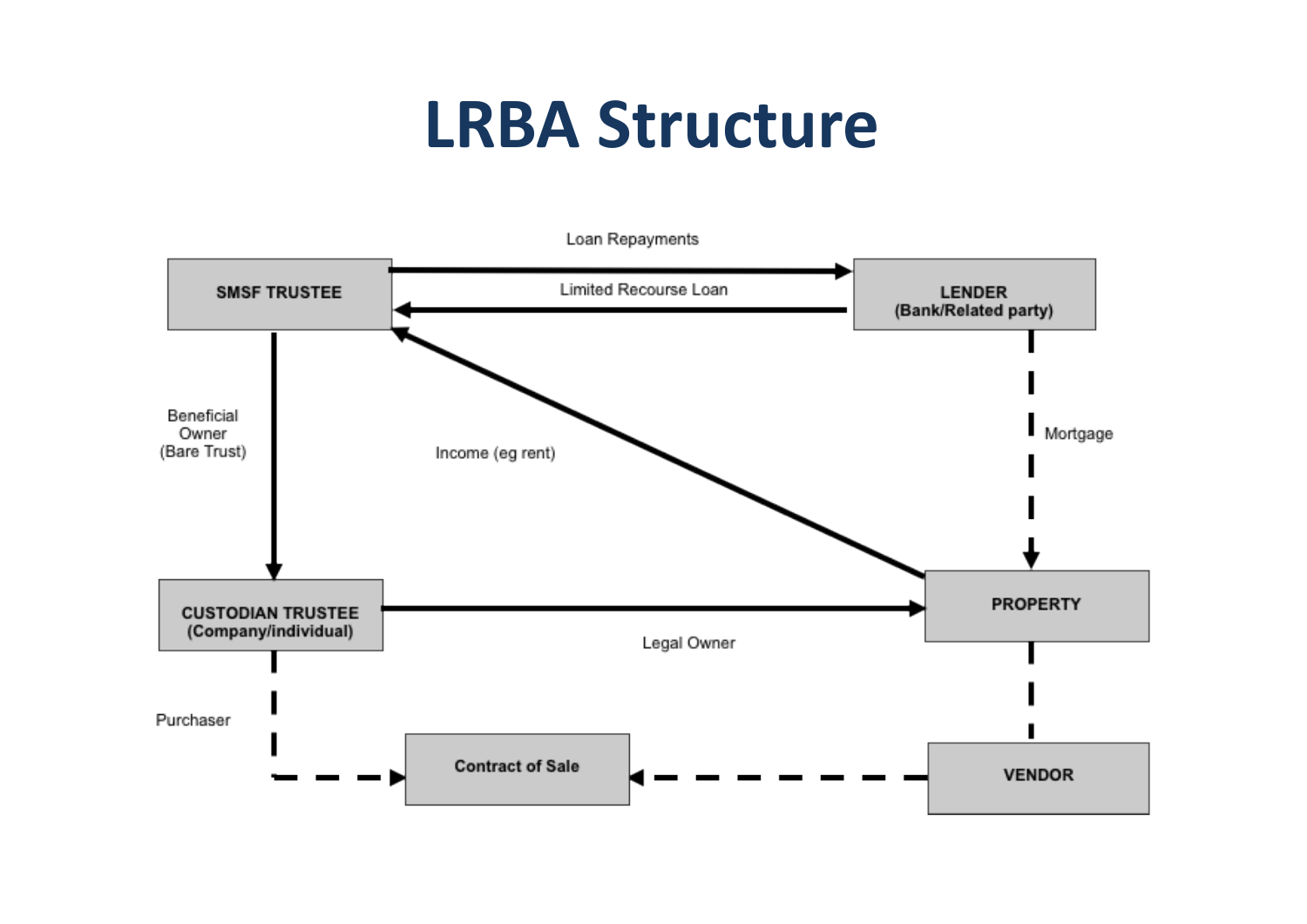# LRBA Structure

SMSF TRUSTEE

LENDER
(Bank/Related party)

Loan Repayments

Limited Recourse Loan

Beneficial
Owner
(Bare Trust)

Income (eg rent)

Mortgage

CUSTODIAN TRUSTEE
(Company/individual)

PROPERTY

Legal Owner

Purchaser

Contract of Sale

VENDOR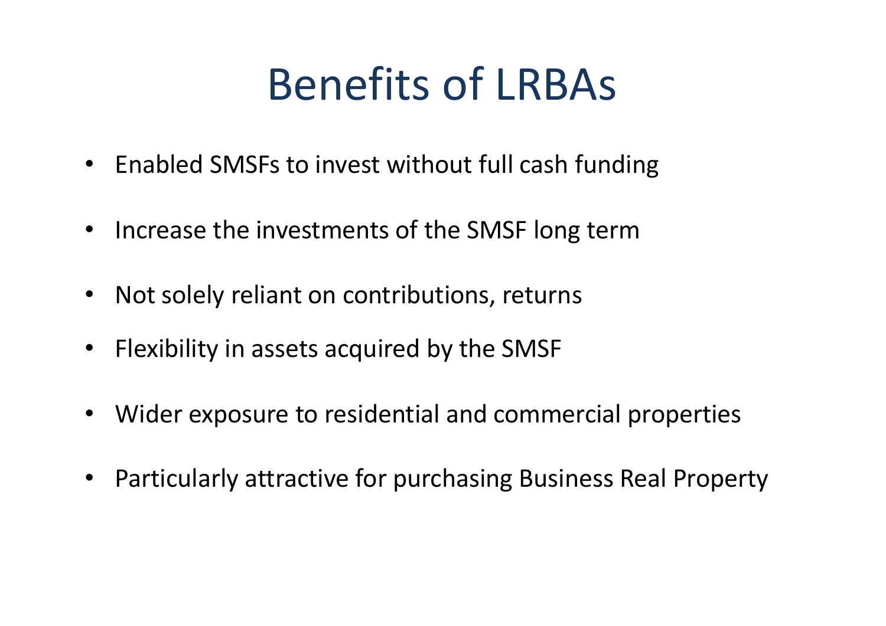# Benefits of LRBAs

- Enabled SMSFs to invest without full cash funding
- Increase the investments of the SMSF long term
- Not solely reliant on contributions, returns
- Flexibility in assets acquired by the SMSF
- Wider exposure to residential and commercial properties
- Particularly attractive for purchasing Business Real Property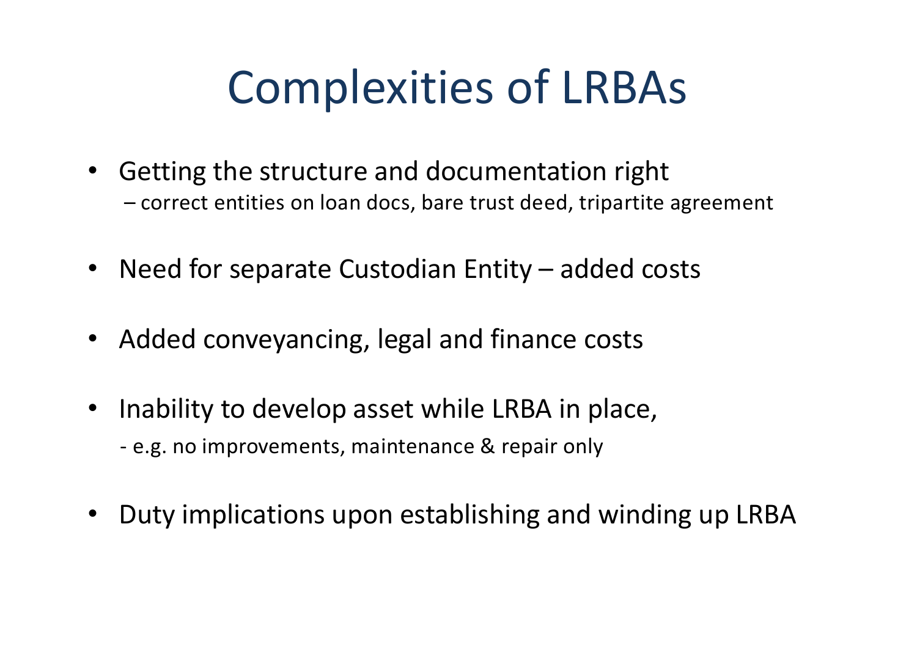# Complexities of LRBAs

- Getting the structure and documentation right
  – correct entities on loan docs, bare trust deed, tripartite agreement
- Need for separate Custodian Entity – added costs
- Added conveyancing, legal and finance costs
- Inability to develop asset while LRBA in place,
  - e.g. no improvements, maintenance & repair only
- Duty implications upon establishing and winding up LRBA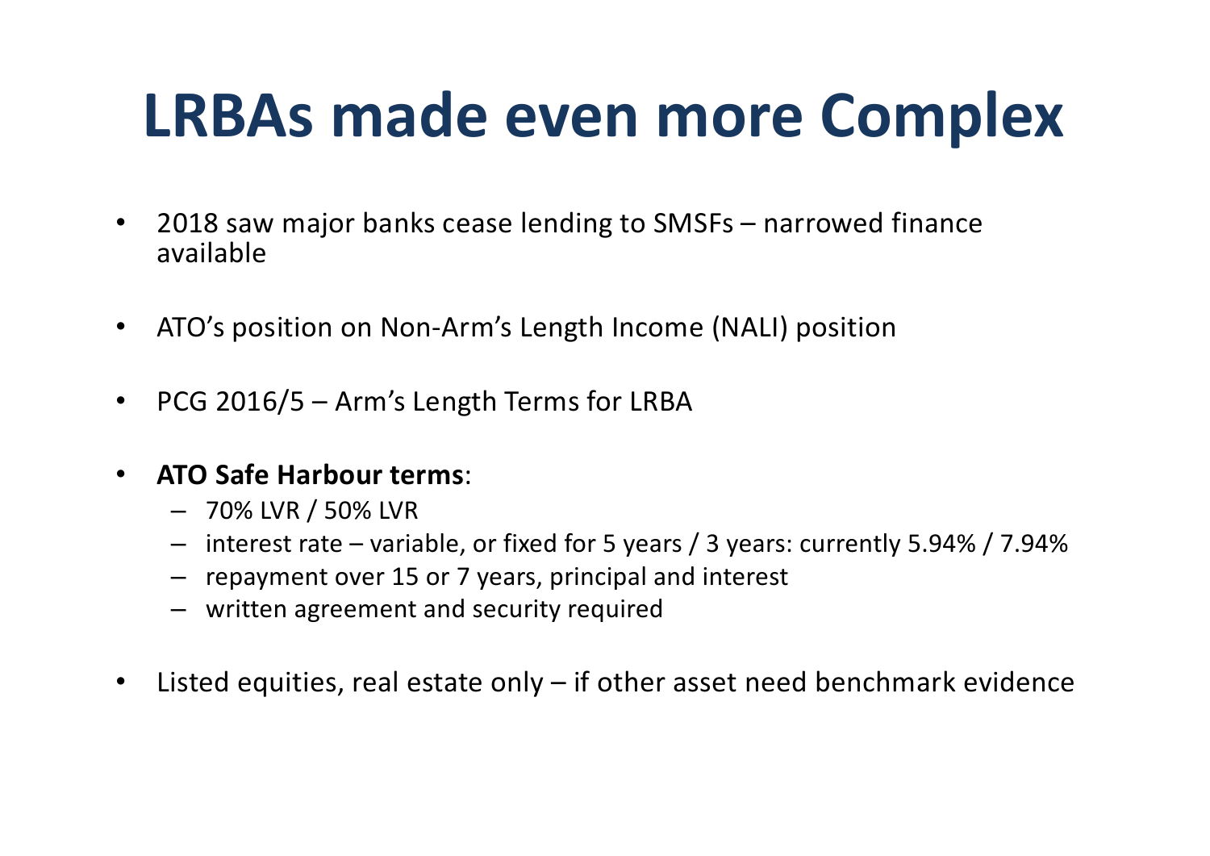# LRBAs made even more Complex

- 2018 saw major banks cease lending to SMSFs – narrowed finance available
- ATO's position on Non-Arm's Length Income (NALI) position
- PCG 2016/5 – Arm's Length Terms for LRBA
- **ATO Safe Harbour terms**:
  - 70% LVR / 50% LVR
  - interest rate – variable, or fixed for 5 years / 3 years: currently 5.94% / 7.94%
  - repayment over 15 or 7 years, principal and interest
  - written agreement and security required
- Listed equities, real estate only – if other asset need benchmark evidence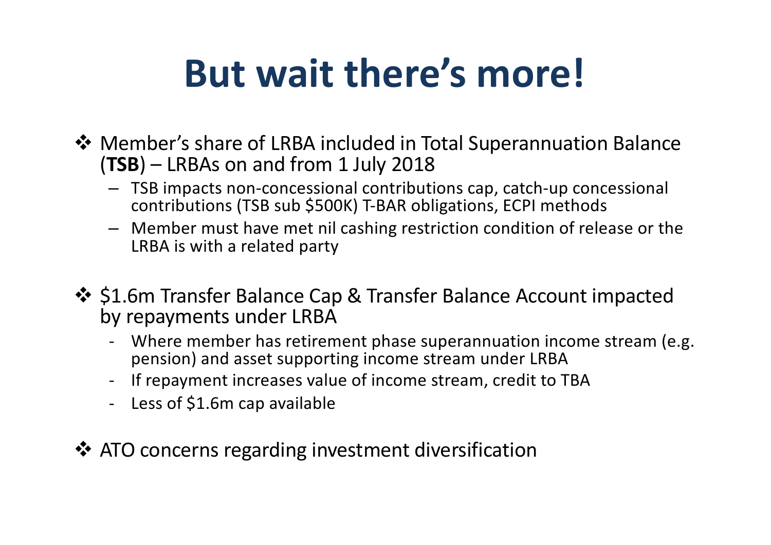# But wait there's more!

- Member's share of LRBA included in Total Superannuation Balance (**TSB**) – LRBAs on and from 1 July 2018
  - TSB impacts non-concessional contributions cap, catch-up concessional contributions (TSB sub $500K) T-BAR obligations, ECPI methods
  - Member must have met nil cashing restriction condition of release or the LRBA is with a related party

- $1.6m Transfer Balance Cap & Transfer Balance Account impacted by repayments under LRBA
  - Where member has retirement phase superannuation income stream (e.g. pension) and asset supporting income stream under LRBA
  - If repayment increases value of income stream, credit to TBA
  - Less of $1.6m cap available

- ATO concerns regarding investment diversification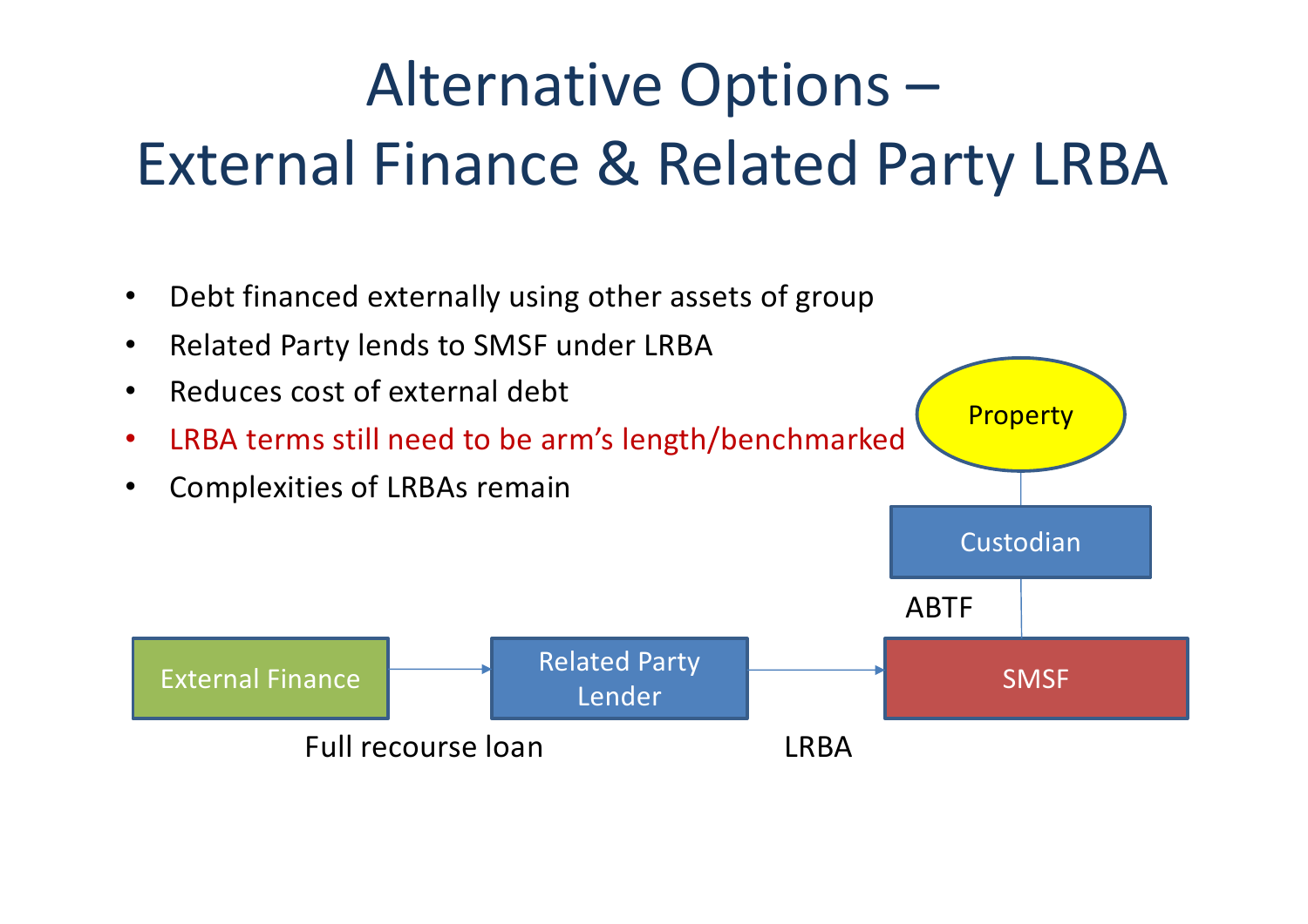# Alternative Options – External Finance & Related Party LRBA

- Debt financed externally using other assets of group
- Related Party lends to SMSF under LRBA
- Reduces cost of external debt
- LRBA terms still need to be arm's length/benchmarked
- Complexities of LRBAs remain

Property

Custodian

ABTF

External Finance → Related Party Lender → SMSF

Full recourse loan

LRBA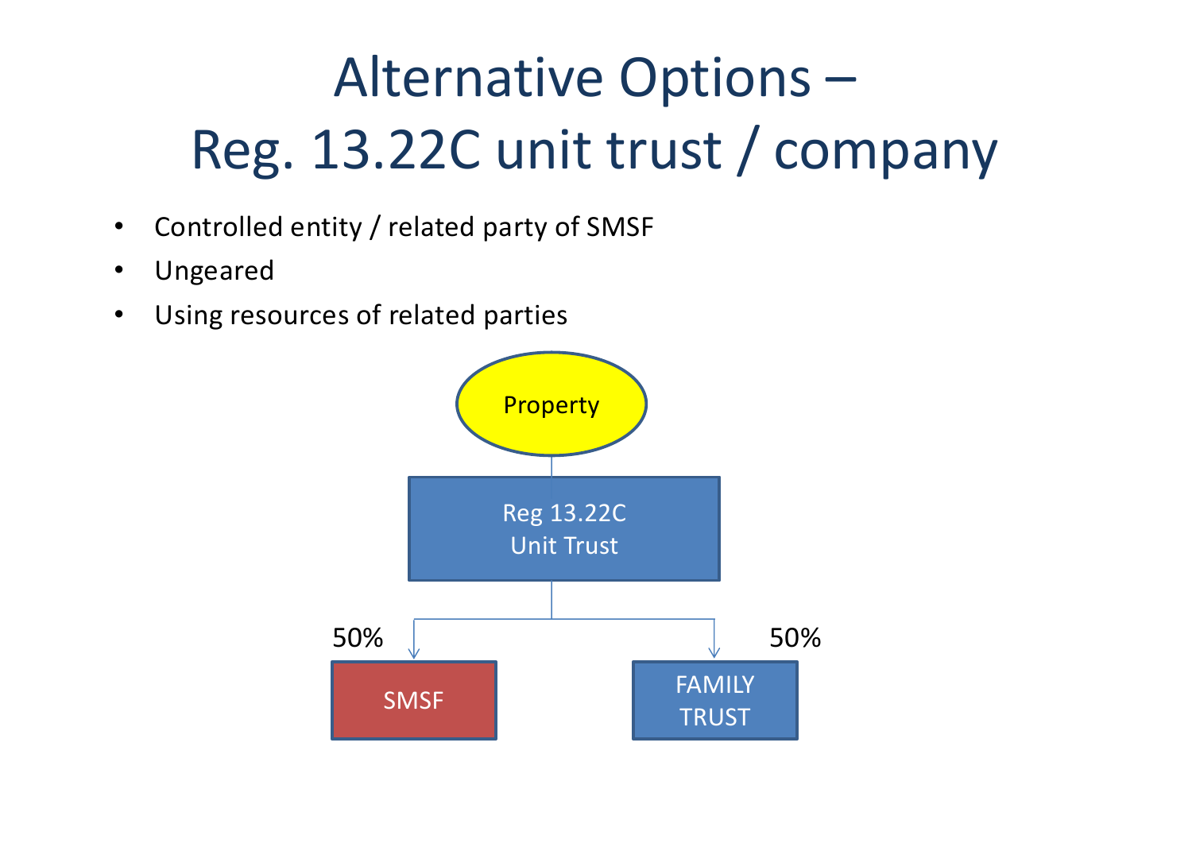# Alternative Options – Reg. 13.22C unit trust / company

- Controlled entity / related party of SMSF
- Ungeared
- Using resources of related parties

Property

Reg 13.22C Unit Trust

50% SMSF

50% FAMILY TRUST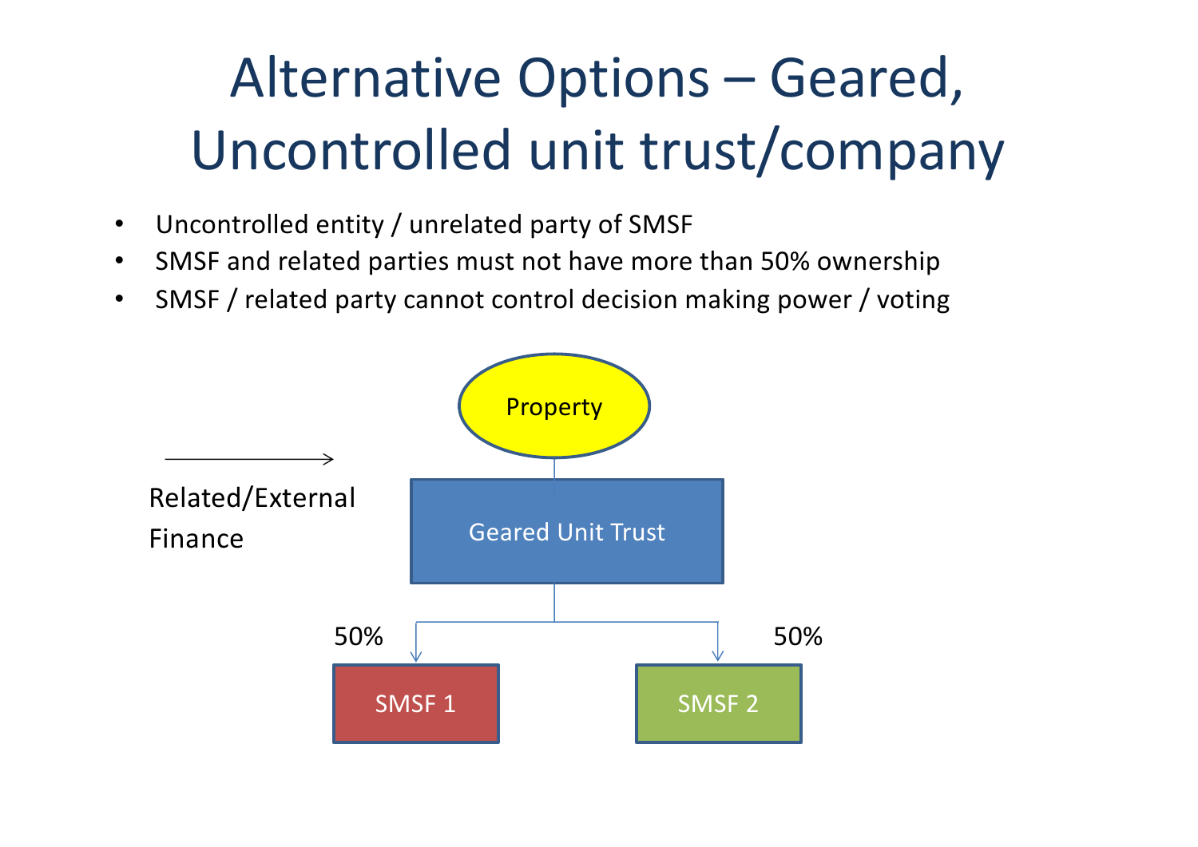# Alternative Options – Geared, Uncontrolled unit trust/company

- Uncontrolled entity / unrelated party of SMSF
- SMSF and related parties must not have more than 50% ownership
- SMSF / related party cannot control decision making power / voting

Property

Related/External Finance

Geared Unit Trust

50% SMSF 1

50% SMSF 2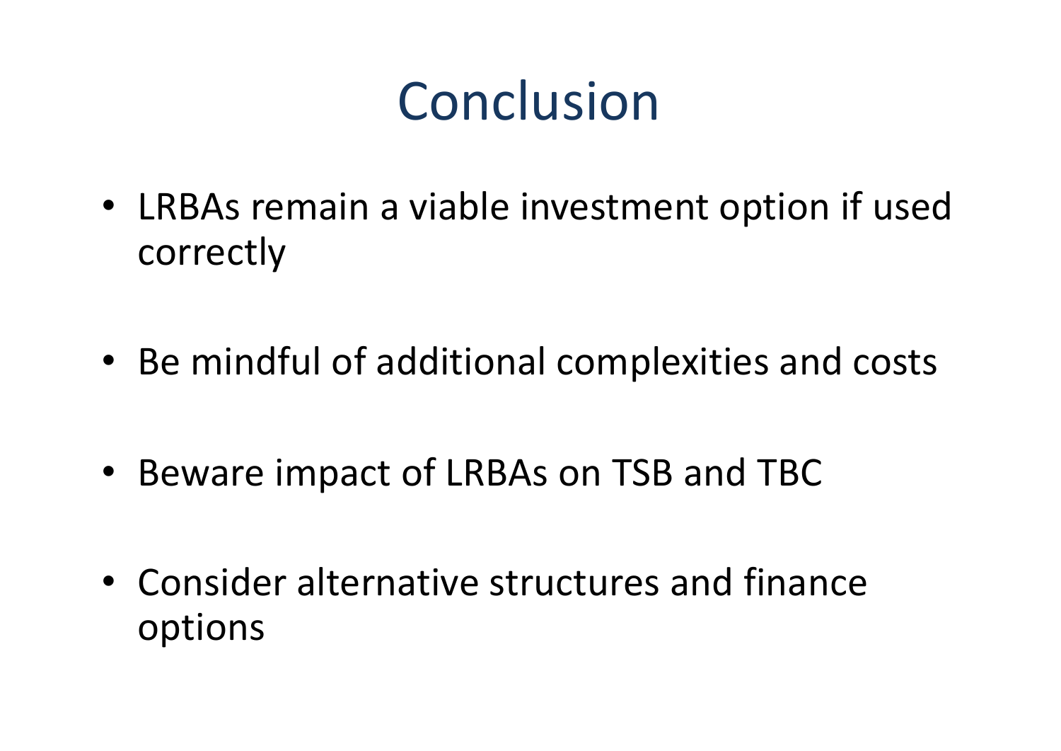# Conclusion

- LRBAs remain a viable investment option if used correctly
- Be mindful of additional complexities and costs
- Beware impact of LRBAs on TSB and TBC
- Consider alternative structures and finance options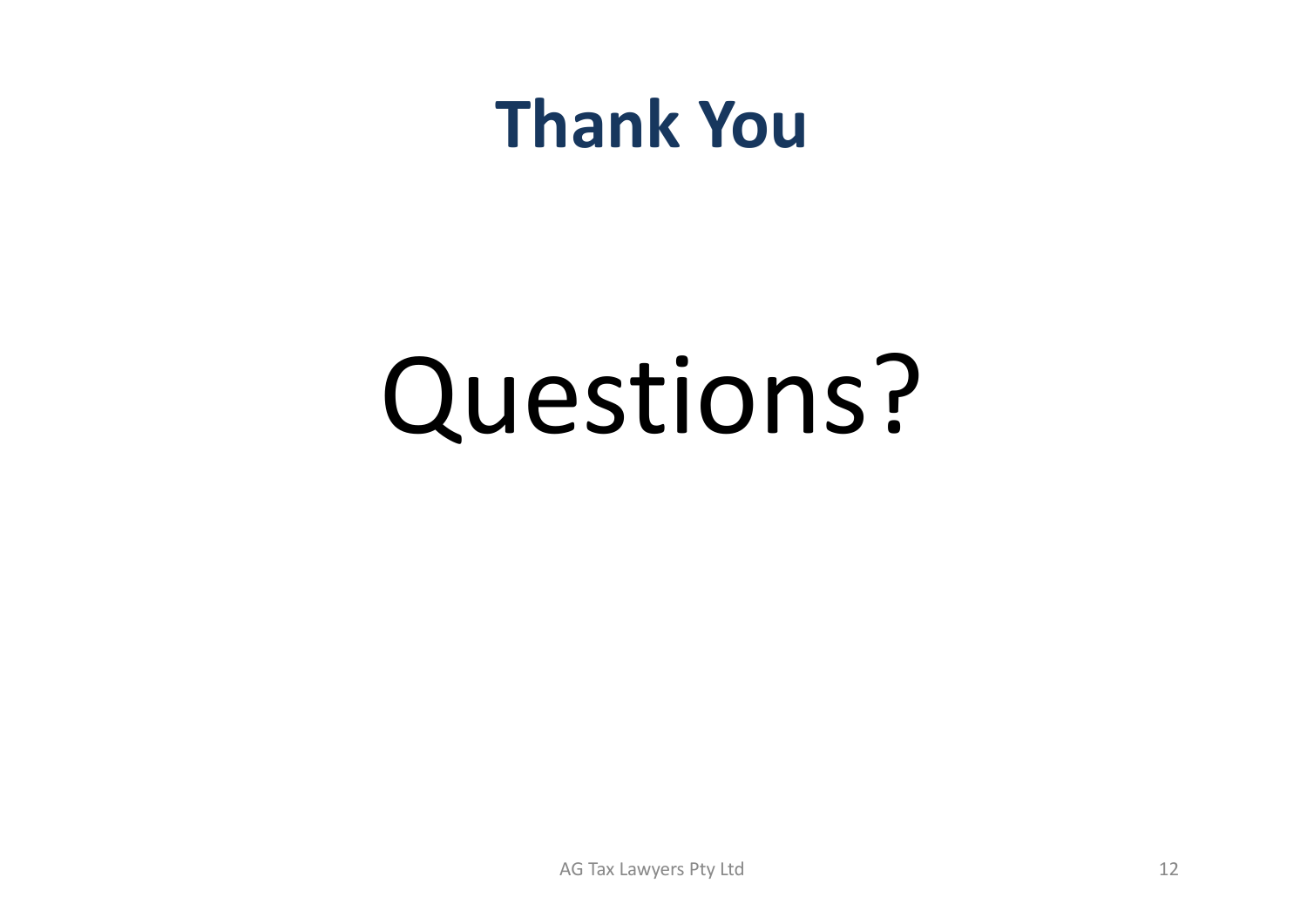# Thank You

Questions?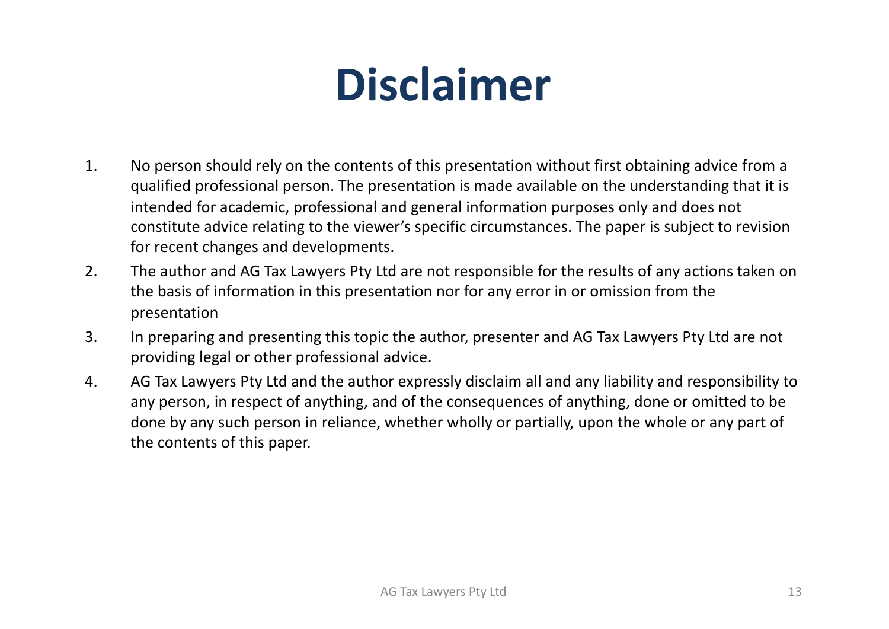# Disclaimer

1. No person should rely on the contents of this presentation without first obtaining advice from a qualified professional person. The presentation is made available on the understanding that it is intended for academic, professional and general information purposes only and does not constitute advice relating to the viewer's specific circumstances. The paper is subject to revision for recent changes and developments.
2. The author and AG Tax Lawyers Pty Ltd are not responsible for the results of any actions taken on the basis of information in this presentation nor for any error in or omission from the presentation
3. In preparing and presenting this topic the author, presenter and AG Tax Lawyers Pty Ltd are not providing legal or other professional advice.
4. AG Tax Lawyers Pty Ltd and the author expressly disclaim all and any liability and responsibility to any person, in respect of anything, and of the consequences of anything, done or omitted to be done by any such person in reliance, whether wholly or partially, upon the whole or any part of the contents of this paper.